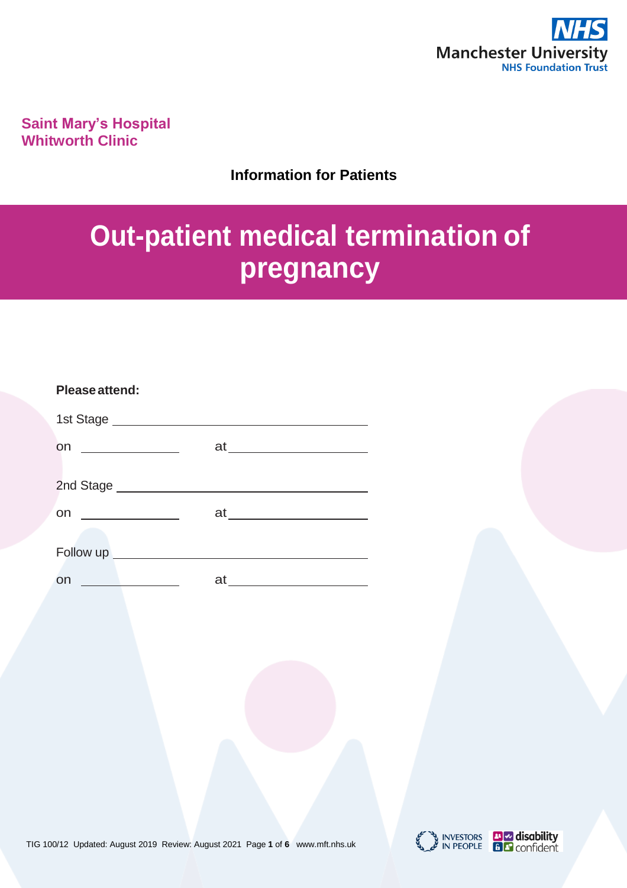Manchester University
NHS Foundation Trust

**Saint Mary's Hospital**
**Whitworth Clinic**

**Information for Patients**

# Out-patient medical termination of pregnancy

**Please attend:**

1st Stage ______________________________

on ______________ at ______________

2nd Stage ______________________________

on ______________ at ______________

Follow up ______________________________

on ______________ at ______________

TIG 100/12 Updated: August 2019 Review: August 2021 www.mft.nhs.uk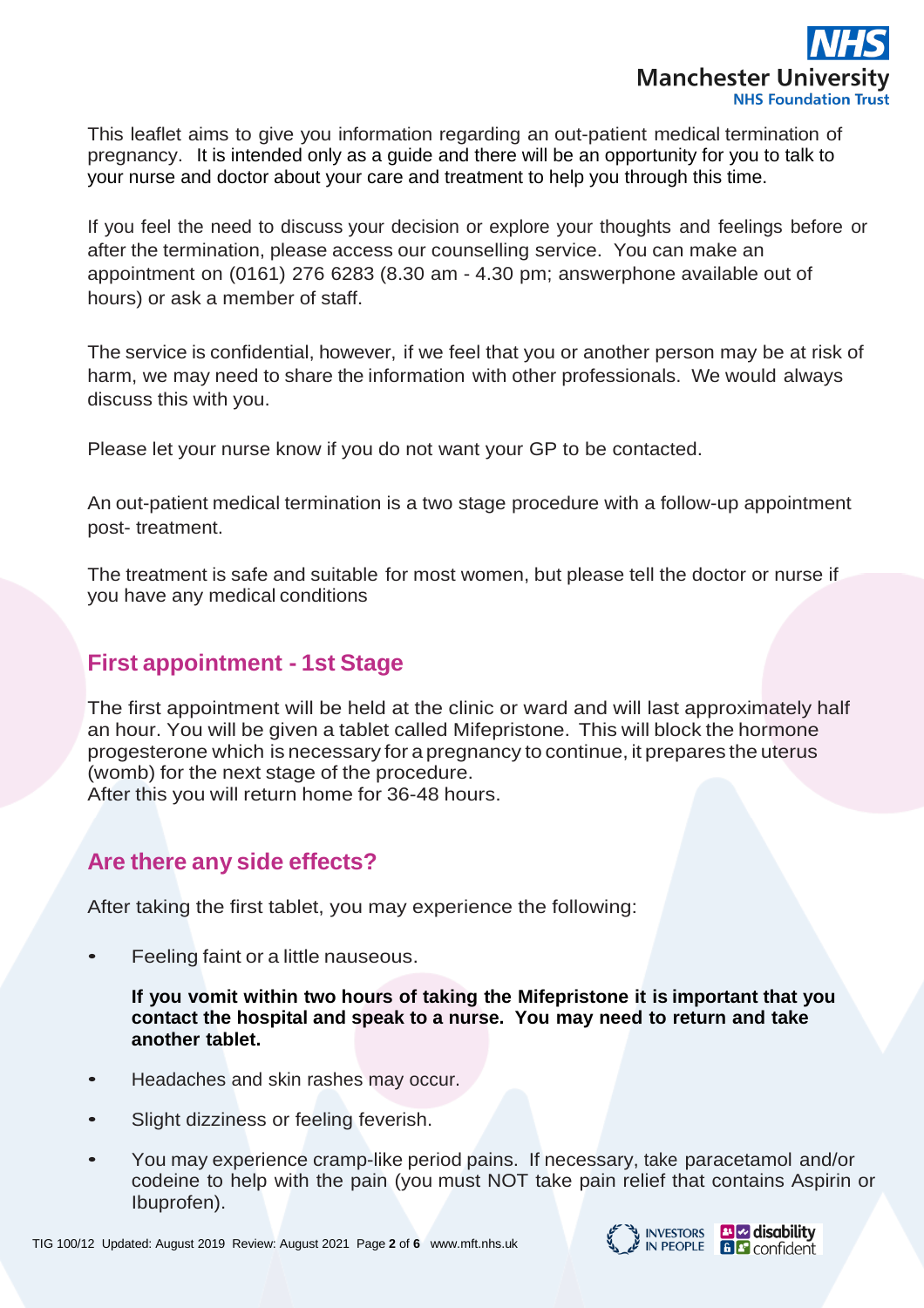This leaflet aims to give you information regarding an out-patient medical termination of pregnancy. It is intended only as a guide and there will be an opportunity for you to talk to your nurse and doctor about your care and treatment to help you through this time.

If you feel the need to discuss your decision or explore your thoughts and feelings before or after the termination, please access our counselling service. You can make an appointment on (0161) 276 6283 (8.30 am - 4.30 pm; answerphone available out of hours) or ask a member of staff.

The service is confidential, however, if we feel that you or another person may be at risk of harm, we may need to share the information with other professionals. We would always discuss this with you.

Please let your nurse know if you do not want your GP to be contacted.

An out-patient medical termination is a two stage procedure with a follow-up appointment post- treatment.

The treatment is safe and suitable for most women, but please tell the doctor or nurse if you have any medical conditions

## First appointment - 1st Stage

The first appointment will be held at the clinic or ward and will last approximately half an hour. You will be given a tablet called Mifepristone. This will block the hormone progesterone which is necessary for a pregnancy to continue, it prepares the uterus (womb) for the next stage of the procedure.
After this you will return home for 36-48 hours.

## Are there any side effects?

After taking the first tablet, you may experience the following:

- Feeling faint or a little nauseous.

  **If you vomit within two hours of taking the Mifepristone it is important that you contact the hospital and speak to a nurse. You may need to return and take another tablet.**

- Headaches and skin rashes may occur.
- Slight dizziness or feeling feverish.
- You may experience cramp-like period pains. If necessary, take paracetamol and/or codeine to help with the pain (you must NOT take pain relief that contains Aspirin or Ibuprofen).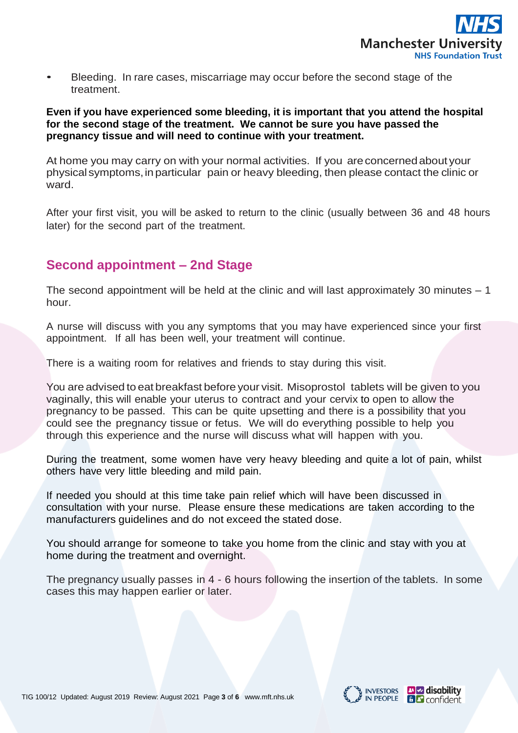- Bleeding. In rare cases, miscarriage may occur before the second stage of the treatment.

**Even if you have experienced some bleeding, it is important that you attend the hospital for the second stage of the treatment. We cannot be sure you have passed the pregnancy tissue and will need to continue with your treatment.**

At home you may carry on with your normal activities. If you are concerned about your physical symptoms, in particular pain or heavy bleeding, then please contact the clinic or ward.

After your first visit, you will be asked to return to the clinic (usually between 36 and 48 hours later) for the second part of the treatment.

## Second appointment – 2nd Stage

The second appointment will be held at the clinic and will last approximately 30 minutes – 1 hour.

A nurse will discuss with you any symptoms that you may have experienced since your first appointment. If all has been well, your treatment will continue.

There is a waiting room for relatives and friends to stay during this visit.

You are advised to eat breakfast before your visit. Misoprostol tablets will be given to you vaginally, this will enable your uterus to contract and your cervix to open to allow the pregnancy to be passed. This can be quite upsetting and there is a possibility that you could see the pregnancy tissue or fetus. We will do everything possible to help you through this experience and the nurse will discuss what will happen with you.

During the treatment, some women have very heavy bleeding and quite a lot of pain, whilst others have very little bleeding and mild pain.

If needed you should at this time take pain relief which will have been discussed in consultation with your nurse. Please ensure these medications are taken according to the manufacturers guidelines and do not exceed the stated dose.

You should arrange for someone to take you home from the clinic and stay with you at home during the treatment and overnight.

The pregnancy usually passes in 4 - 6 hours following the insertion of the tablets. In some cases this may happen earlier or later.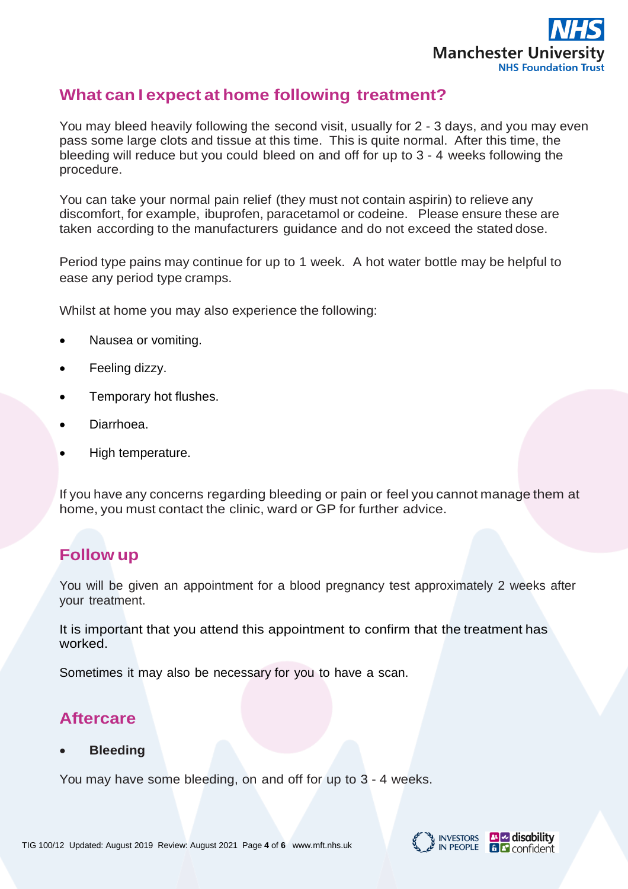## What can I expect at home following treatment?

You may bleed heavily following the second visit, usually for 2 - 3 days, and you may even pass some large clots and tissue at this time. This is quite normal. After this time, the bleeding will reduce but you could bleed on and off for up to 3 - 4 weeks following the procedure.

You can take your normal pain relief (they must not contain aspirin) to relieve any discomfort, for example, ibuprofen, paracetamol or codeine. Please ensure these are taken according to the manufacturers guidance and do not exceed the stated dose.

Period type pains may continue for up to 1 week. A hot water bottle may be helpful to ease any period type cramps.

Whilst at home you may also experience the following:

- Nausea or vomiting.
- Feeling dizzy.
- Temporary hot flushes.
- Diarrhoea.
- High temperature.

If you have any concerns regarding bleeding or pain or feel you cannot manage them at home, you must contact the clinic, ward or GP for further advice.

## Follow up

You will be given an appointment for a blood pregnancy test approximately 2 weeks after your treatment.

It is important that you attend this appointment to confirm that the treatment has worked.

Sometimes it may also be necessary for you to have a scan.

## Aftercare

- **Bleeding**

You may have some bleeding, on and off for up to 3 - 4 weeks.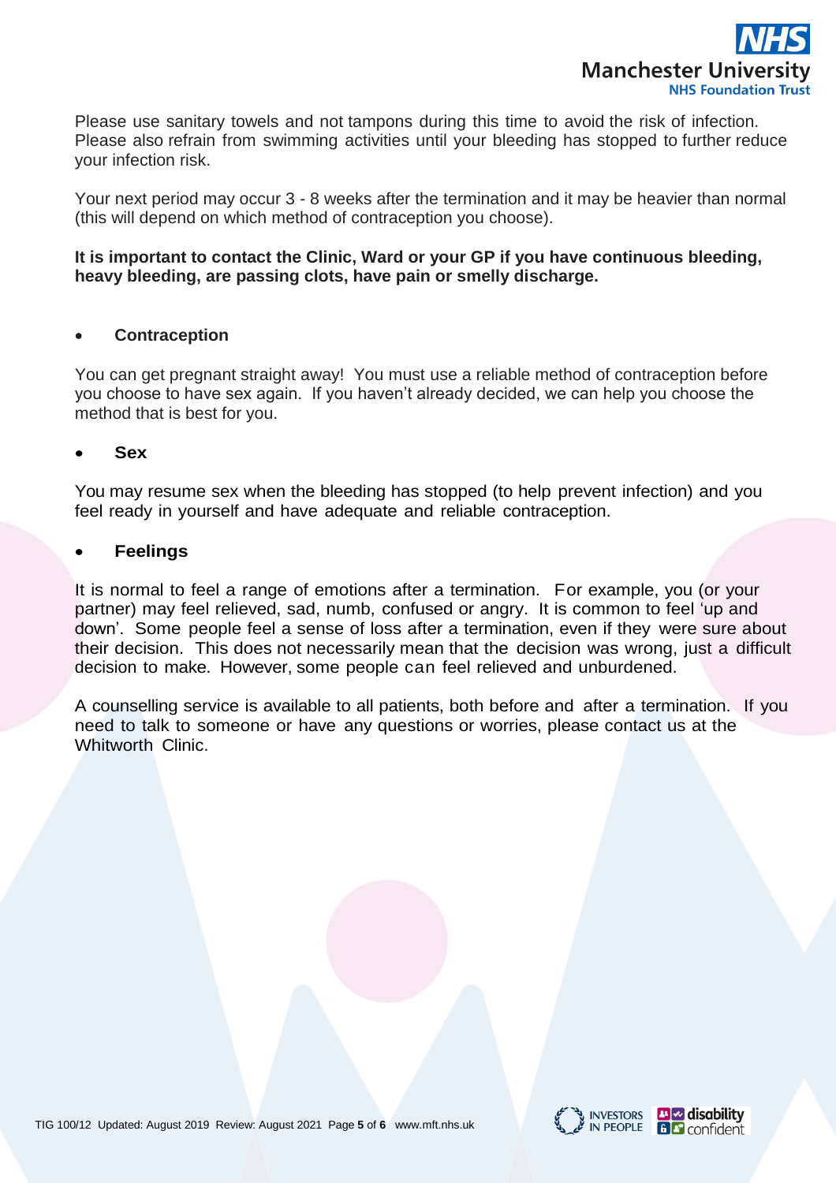Please use sanitary towels and not tampons during this time to avoid the risk of infection. Please also refrain from swimming activities until your bleeding has stopped to further reduce your infection risk.

Your next period may occur 3 - 8 weeks after the termination and it may be heavier than normal (this will depend on which method of contraception you choose).

**It is important to contact the Clinic, Ward or your GP if you have continuous bleeding, heavy bleeding, are passing clots, have pain or smelly discharge.**

- **Contraception**

You can get pregnant straight away! You must use a reliable method of contraception before you choose to have sex again. If you haven't already decided, we can help you choose the method that is best for you.

- **Sex**

You may resume sex when the bleeding has stopped (to help prevent infection) and you feel ready in yourself and have adequate and reliable contraception.

- **Feelings**

It is normal to feel a range of emotions after a termination. For example, you (or your partner) may feel relieved, sad, numb, confused or angry. It is common to feel 'up and down'. Some people feel a sense of loss after a termination, even if they were sure about their decision. This does not necessarily mean that the decision was wrong, just a difficult decision to make. However, some people can feel relieved and unburdened.

A counselling service is available to all patients, both before and after a termination. If you need to talk to someone or have any questions or worries, please contact us at the Whitworth Clinic.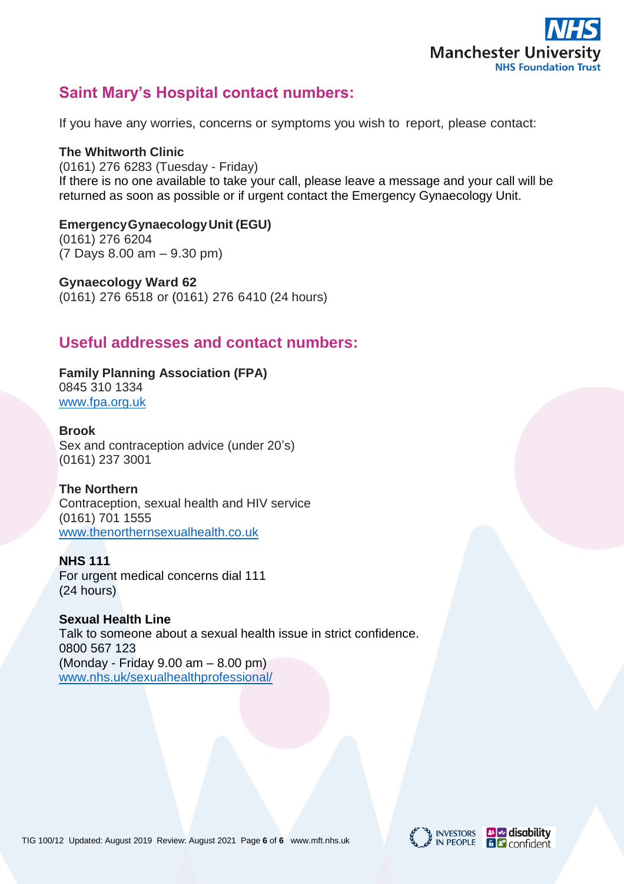## Saint Mary's Hospital contact numbers:

If you have any worries, concerns or symptoms you wish to report, please contact:

**The Whitworth Clinic**
(0161) 276 6283 (Tuesday - Friday)
If there is no one available to take your call, please leave a message and your call will be returned as soon as possible or if urgent contact the Emergency Gynaecology Unit.

**Emergency Gynaecology Unit (EGU)**
(0161) 276 6204
(7 Days 8.00 am – 9.30 pm)

**Gynaecology Ward 62**
(0161) 276 6518 or (0161) 276 6410 (24 hours)

## Useful addresses and contact numbers:

**Family Planning Association (FPA)**
0845 310 1334
www.fpa.org.uk

**Brook**
Sex and contraception advice (under 20's)
(0161) 237 3001

**The Northern**
Contraception, sexual health and HIV service
(0161) 701 1555
www.thenorthernsexualhealth.co.uk

**NHS 111**
For urgent medical concerns dial 111
(24 hours)

**Sexual Health Line**
Talk to someone about a sexual health issue in strict confidence.
0800 567 123
(Monday - Friday 9.00 am – 8.00 pm)
www.nhs.uk/sexualhealthprofessional/

TIG 100/12 Updated: August 2019 Review: August 2021